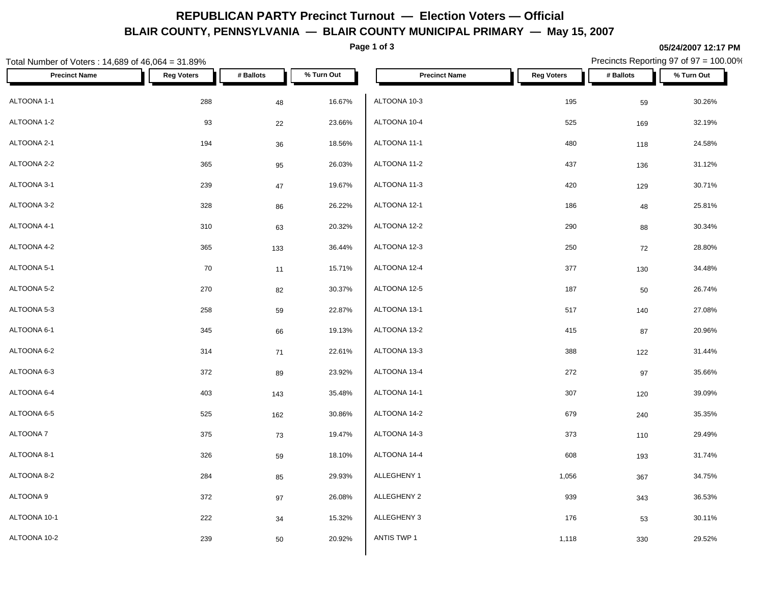# REPUBLICAN PARTY Precinct Turnout — Election Voters — Official

## BLAIR COUNTY, PENNSYLVANIA — BLAIR COUNTY MUNICIPAL PRIMARY — May 15, 2007

05/24/2007 12:17 PM

Total Number of Voters : 14,689 of 46,064 = 31.89%

Precincts Reporting 97 of 97 = 100.00%

| Precinct Name | Reg Voters | # Ballots | % Turn Out |
|---|---|---|---|
| ALTOONA 1-1 | 288 | 48 | 16.67% |
| ALTOONA 1-2 | 93 | 22 | 23.66% |
| ALTOONA 2-1 | 194 | 36 | 18.56% |
| ALTOONA 2-2 | 365 | 95 | 26.03% |
| ALTOONA 3-1 | 239 | 47 | 19.67% |
| ALTOONA 3-2 | 328 | 86 | 26.22% |
| ALTOONA 4-1 | 310 | 63 | 20.32% |
| ALTOONA 4-2 | 365 | 133 | 36.44% |
| ALTOONA 5-1 | 70 | 11 | 15.71% |
| ALTOONA 5-2 | 270 | 82 | 30.37% |
| ALTOONA 5-3 | 258 | 59 | 22.87% |
| ALTOONA 6-1 | 345 | 66 | 19.13% |
| ALTOONA 6-2 | 314 | 71 | 22.61% |
| ALTOONA 6-3 | 372 | 89 | 23.92% |
| ALTOONA 6-4 | 403 | 143 | 35.48% |
| ALTOONA 6-5 | 525 | 162 | 30.86% |
| ALTOONA 7 | 375 | 73 | 19.47% |
| ALTOONA 8-1 | 326 | 59 | 18.10% |
| ALTOONA 8-2 | 284 | 85 | 29.93% |
| ALTOONA 9 | 372 | 97 | 26.08% |
| ALTOONA 10-1 | 222 | 34 | 15.32% |
| ALTOONA 10-2 | 239 | 50 | 20.92% |
| ALTOONA 10-3 | 195 | 59 | 30.26% |
| ALTOONA 10-4 | 525 | 169 | 32.19% |
| ALTOONA 11-1 | 480 | 118 | 24.58% |
| ALTOONA 11-2 | 437 | 136 | 31.12% |
| ALTOONA 11-3 | 420 | 129 | 30.71% |
| ALTOONA 12-1 | 186 | 48 | 25.81% |
| ALTOONA 12-2 | 290 | 88 | 30.34% |
| ALTOONA 12-3 | 250 | 72 | 28.80% |
| ALTOONA 12-4 | 377 | 130 | 34.48% |
| ALTOONA 12-5 | 187 | 50 | 26.74% |
| ALTOONA 13-1 | 517 | 140 | 27.08% |
| ALTOONA 13-2 | 415 | 87 | 20.96% |
| ALTOONA 13-3 | 388 | 122 | 31.44% |
| ALTOONA 13-4 | 272 | 97 | 35.66% |
| ALTOONA 14-1 | 307 | 120 | 39.09% |
| ALTOONA 14-2 | 679 | 240 | 35.35% |
| ALTOONA 14-3 | 373 | 110 | 29.49% |
| ALTOONA 14-4 | 608 | 193 | 31.74% |
| ALLEGHENY 1 | 1,056 | 367 | 34.75% |
| ALLEGHENY 2 | 939 | 343 | 36.53% |
| ALLEGHENY 3 | 176 | 53 | 30.11% |
| ANTIS TWP 1 | 1,118 | 330 | 29.52% |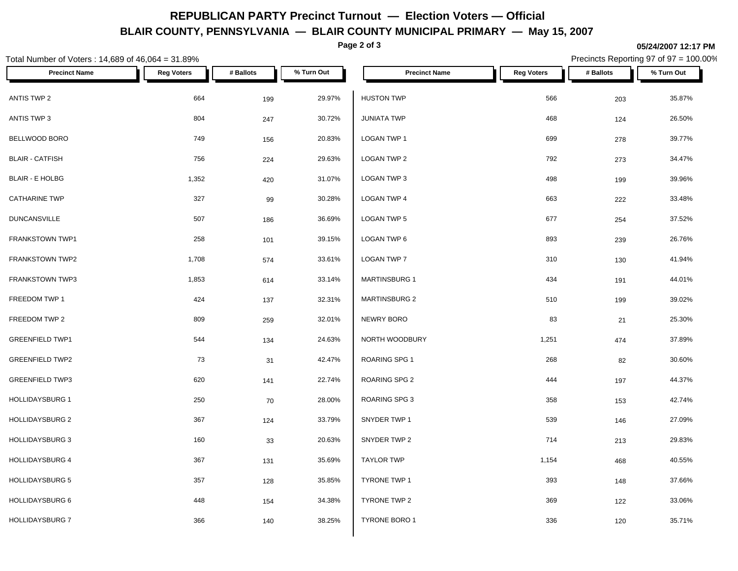# REPUBLICAN PARTY Precinct Turnout — Election Voters — Official

## BLAIR COUNTY, PENNSYLVANIA — BLAIR COUNTY MUNICIPAL PRIMARY — May 15, 2007

05/24/2007 12:17 PM

Total Number of Voters : 14,689 of 46,064 = 31.89%

Precincts Reporting 97 of 97 = 100.00%

| Precinct Name | Reg Voters | # Ballots | % Turn Out |
|---|---|---|---|
| ANTIS TWP 2 | 664 | 199 | 29.97% |
| ANTIS TWP 3 | 804 | 247 | 30.72% |
| BELLWOOD BORO | 749 | 156 | 20.83% |
| BLAIR - CATFISH | 756 | 224 | 29.63% |
| BLAIR - E HOLBG | 1,352 | 420 | 31.07% |
| CATHARINE TWP | 327 | 99 | 30.28% |
| DUNCANSVILLE | 507 | 186 | 36.69% |
| FRANKSTOWN TWP1 | 258 | 101 | 39.15% |
| FRANKSTOWN TWP2 | 1,708 | 574 | 33.61% |
| FRANKSTOWN TWP3 | 1,853 | 614 | 33.14% |
| FREEDOM TWP 1 | 424 | 137 | 32.31% |
| FREEDOM TWP 2 | 809 | 259 | 32.01% |
| GREENFIELD TWP1 | 544 | 134 | 24.63% |
| GREENFIELD TWP2 | 73 | 31 | 42.47% |
| GREENFIELD TWP3 | 620 | 141 | 22.74% |
| HOLLIDAYSBURG 1 | 250 | 70 | 28.00% |
| HOLLIDAYSBURG 2 | 367 | 124 | 33.79% |
| HOLLIDAYSBURG 3 | 160 | 33 | 20.63% |
| HOLLIDAYSBURG 4 | 367 | 131 | 35.69% |
| HOLLIDAYSBURG 5 | 357 | 128 | 35.85% |
| HOLLIDAYSBURG 6 | 448 | 154 | 34.38% |
| HOLLIDAYSBURG 7 | 366 | 140 | 38.25% |
| HUSTON TWP | 566 | 203 | 35.87% |
| JUNIATA TWP | 468 | 124 | 26.50% |
| LOGAN TWP 1 | 699 | 278 | 39.77% |
| LOGAN TWP 2 | 792 | 273 | 34.47% |
| LOGAN TWP 3 | 498 | 199 | 39.96% |
| LOGAN TWP 4 | 663 | 222 | 33.48% |
| LOGAN TWP 5 | 677 | 254 | 37.52% |
| LOGAN TWP 6 | 893 | 239 | 26.76% |
| LOGAN TWP 7 | 310 | 130 | 41.94% |
| MARTINSBURG 1 | 434 | 191 | 44.01% |
| MARTINSBURG 2 | 510 | 199 | 39.02% |
| NEWRY BORO | 83 | 21 | 25.30% |
| NORTH WOODBURY | 1,251 | 474 | 37.89% |
| ROARING SPG 1 | 268 | 82 | 30.60% |
| ROARING SPG 2 | 444 | 197 | 44.37% |
| ROARING SPG 3 | 358 | 153 | 42.74% |
| SNYDER TWP 1 | 539 | 146 | 27.09% |
| SNYDER TWP 2 | 714 | 213 | 29.83% |
| TAYLOR TWP | 1,154 | 468 | 40.55% |
| TYRONE TWP 1 | 393 | 148 | 37.66% |
| TYRONE TWP 2 | 369 | 122 | 33.06% |
| TYRONE BORO 1 | 336 | 120 | 35.71% |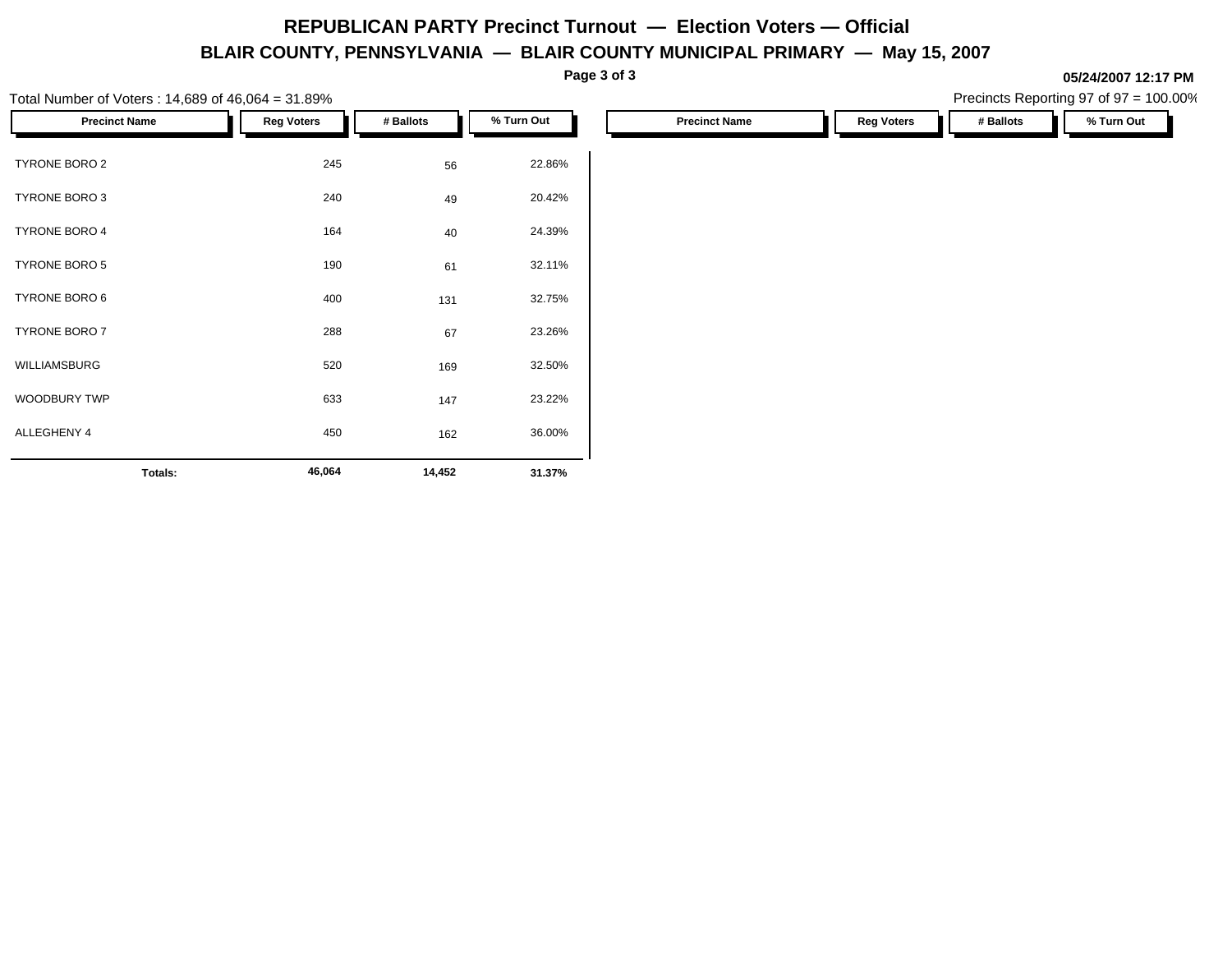# REPUBLICAN PARTY Precinct Turnout — Election Voters — Official

## BLAIR COUNTY, PENNSYLVANIA — BLAIR COUNTY MUNICIPAL PRIMARY — May 15, 2007

05/24/2007 12:17 PM

Total Number of Voters : 14,689 of 46,064 = 31.89%

Precincts Reporting 97 of 97 = 100.00%

| Precinct Name | Reg Voters | # Ballots | % Turn Out |
|---|---|---|---|
| TYRONE BORO 2 | 245 | 56 | 22.86% |
| TYRONE BORO 3 | 240 | 49 | 20.42% |
| TYRONE BORO 4 | 164 | 40 | 24.39% |
| TYRONE BORO 5 | 190 | 61 | 32.11% |
| TYRONE BORO 6 | 400 | 131 | 32.75% |
| TYRONE BORO 7 | 288 | 67 | 23.26% |
| WILLIAMSBURG | 520 | 169 | 32.50% |
| WOODBURY TWP | 633 | 147 | 23.22% |
| ALLEGHENY 4 | 450 | 162 | 36.00% |
| **Totals:** | **46,064** | **14,452** | **31.37%** |